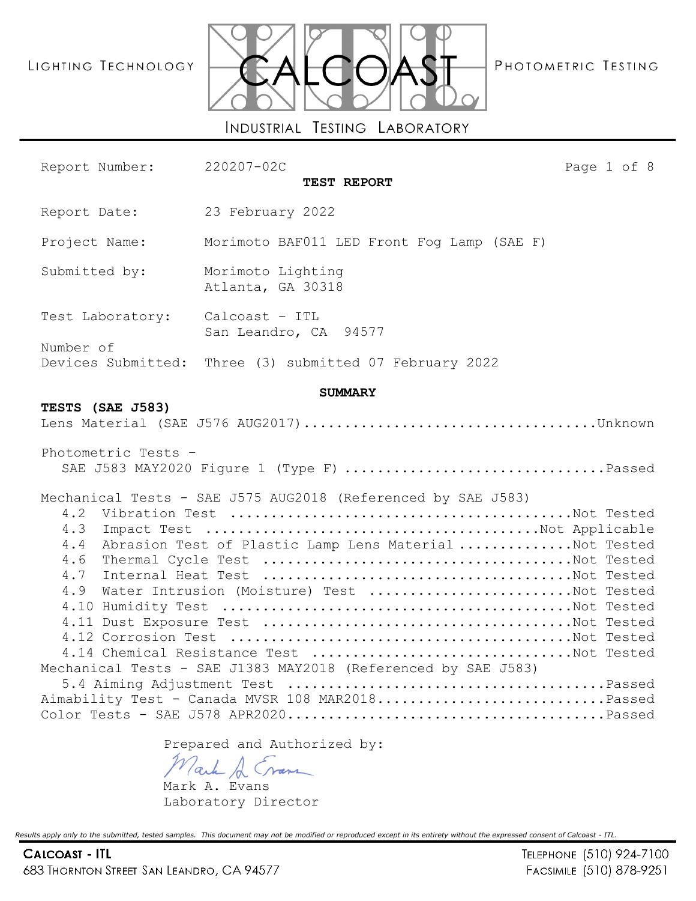LIGHTING TECHNOLOGY — CALCOAST — PHOTOMETRIC TESTING

INDUSTRIAL TESTING LABORATORY

Report Number: 220207-02C

# TEST REPORT

Report Date: 23 February 2022

Project Name: Morimoto BAF011 LED Front Fog Lamp (SAE F)

Submitted by: Morimoto Lighting
Atlanta, GA 30318

Test Laboratory: Calcoast – ITL
San Leandro, CA 94577

Number of Devices Submitted: Three (3) submitted 07 February 2022

## SUMMARY

**TESTS (SAE J583)**

Lens Material (SAE J576 AUG2017)....................................Unknown

Photometric Tests –
SAE J583 MAY2020 Figure 1 (Type F) ................................Passed

Mechanical Tests - SAE J575 AUG2018 (Referenced by SAE J583)
- 4.2 Vibration Test ..........................................Not Tested
- 4.3 Impact Test ..........................................Not Applicable
- 4.4 Abrasion Test of Plastic Lamp Lens Material ..............Not Tested
- 4.6 Thermal Cycle Test ......................................Not Tested
- 4.7 Internal Heat Test ......................................Not Tested
- 4.9 Water Intrusion (Moisture) Test .........................Not Tested
- 4.10 Humidity Test ...........................................Not Tested
- 4.11 Dust Exposure Test ......................................Not Tested
- 4.12 Corrosion Test ..........................................Not Tested
- 4.14 Chemical Resistance Test ................................Not Tested

Mechanical Tests - SAE J1383 MAY2018 (Referenced by SAE J583)
- 5.4 Aiming Adjustment Test ......................................Passed

Aimability Test - Canada MVSR 108 MAR2018............................Passed

Color Tests - SAE J578 APR2020.........................................Passed

Prepared and Authorized by:

Mark A. Evans
Laboratory Director

*Results apply only to the submitted, tested samples. This document may not be modified or reproduced except in its entirety without the expressed consent of Calcoast - ITL.*

CALCOAST - ITL
683 Thornton Street San Leandro, CA 94577
Telephone (510) 924-7100
Facsimile (510) 878-9251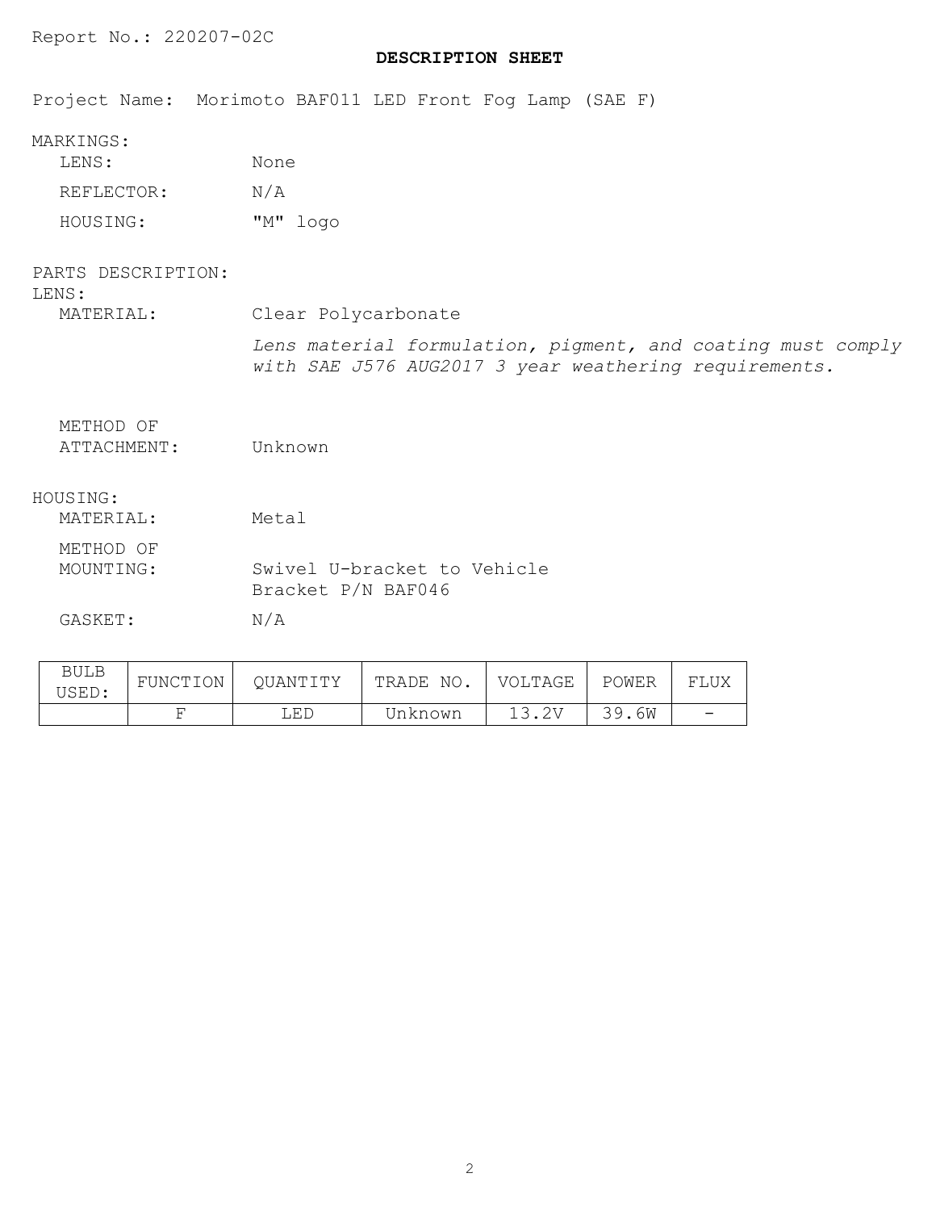Report No.: 220207-02C

## DESCRIPTION SHEET

Project Name: Morimoto BAF011 LED Front Fog Lamp (SAE F)

MARKINGS:

- LENS: None
- REFLECTOR: N/A
- HOUSING: "M" logo

PARTS DESCRIPTION:

LENS:

- MATERIAL: Clear Polycarbonate

  *Lens material formulation, pigment, and coating must comply with SAE J576 AUG2017 3 year weathering requirements.*

- METHOD OF ATTACHMENT: Unknown

HOUSING:

- MATERIAL: Metal
- METHOD OF MOUNTING: Swivel U-bracket to Vehicle Bracket P/N BAF046
- GASKET: N/A

| BULB USED: | FUNCTION | QUANTITY | TRADE NO. | VOLTAGE | POWER | FLUX |
|---|---|---|---|---|---|---|
| | F | LED | Unknown | 13.2V | 39.6W | - |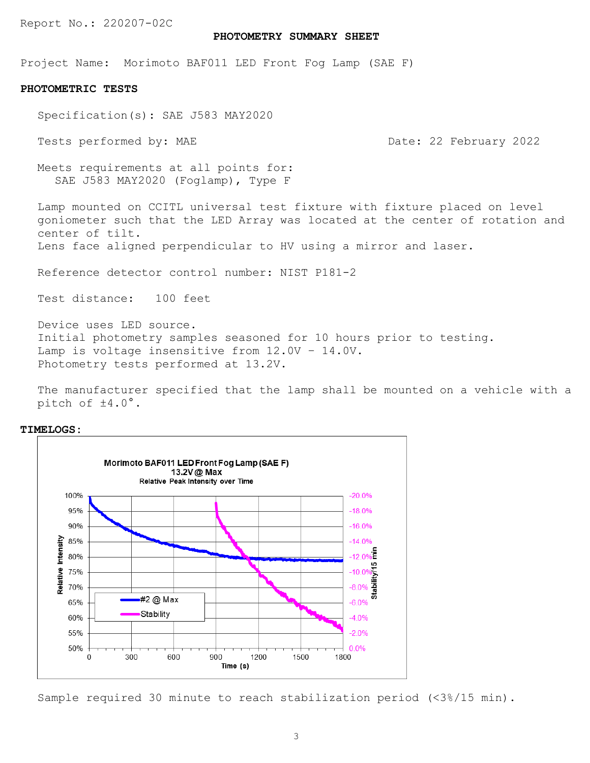Report No.: 220207-02C

# PHOTOMETRY SUMMARY SHEET

Project Name: Morimoto BAF011 LED Front Fog Lamp (SAE F)

## PHOTOMETRIC TESTS

Specification(s): SAE J583 MAY2020

Tests performed by: MAE Date: 22 February 2022

Meets requirements at all points for:
SAE J583 MAY2020 (Foglamp), Type F

Lamp mounted on CCITL universal test fixture with fixture placed on level goniometer such that the LED Array was located at the center of rotation and center of tilt.
Lens face aligned perpendicular to HV using a mirror and laser.

Reference detector control number: NIST P181-2

Test distance: 100 feet

Device uses LED source.
Initial photometry samples seasoned for 10 hours prior to testing.
Lamp is voltage insensitive from 12.0V - 14.0V.
Photometry tests performed at 13.2V.

The manufacturer specified that the lamp shall be mounted on a vehicle with a pitch of ±4.0°.

## TIMELOGS:

Sample required 30 minute to reach stabilization period (<3%/15 min).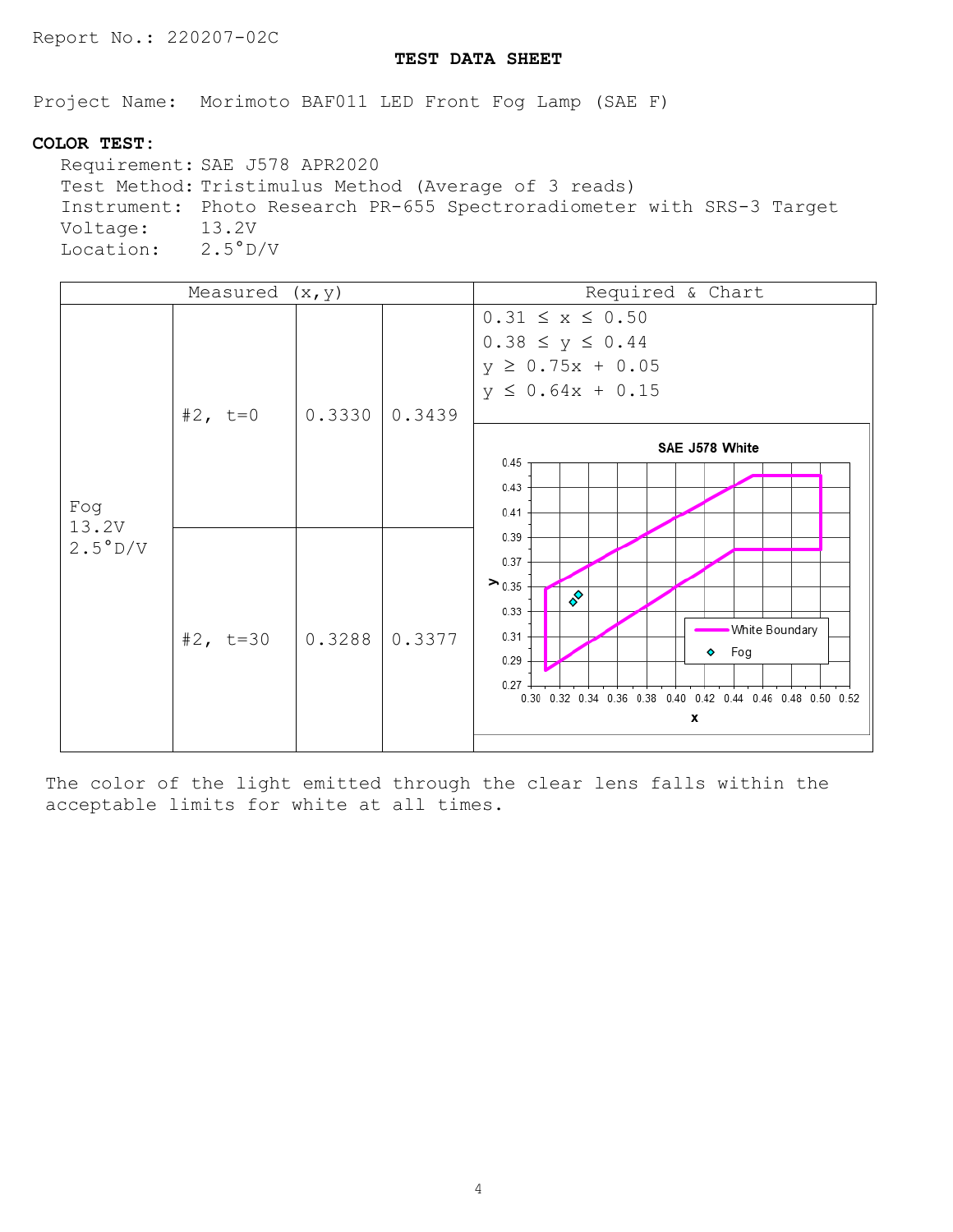Report No.: 220207-02C

**TEST DATA SHEET**

Project Name: Morimoto BAF011 LED Front Fog Lamp (SAE F)

**COLOR TEST:**

Requirement: SAE J578 APR2020
Test Method: Tristimulus Method (Average of 3 reads)
Instrument: Photo Research PR-655 Spectroradiometer with SRS-3 Target
Voltage: 13.2V
Location: 2.5°D/V

| Measured (x,y) | | | | Required & Chart |
|---|---|---|---|---|
| Fog 13.2V 2.5°D/V | #2, t=0 | 0.3330 | 0.3439 | $0.31 \le x \le 0.50$<br>$0.38 \le y \le 0.44$<br>$y \ge 0.75x + 0.05$<br>$y \le 0.64x + 0.15$ |
| | #2, t=30 | 0.3288 | 0.3377 | SAE J578 White (chart: White Boundary, Fog) |

The color of the light emitted through the clear lens falls within the acceptable limits for white at all times.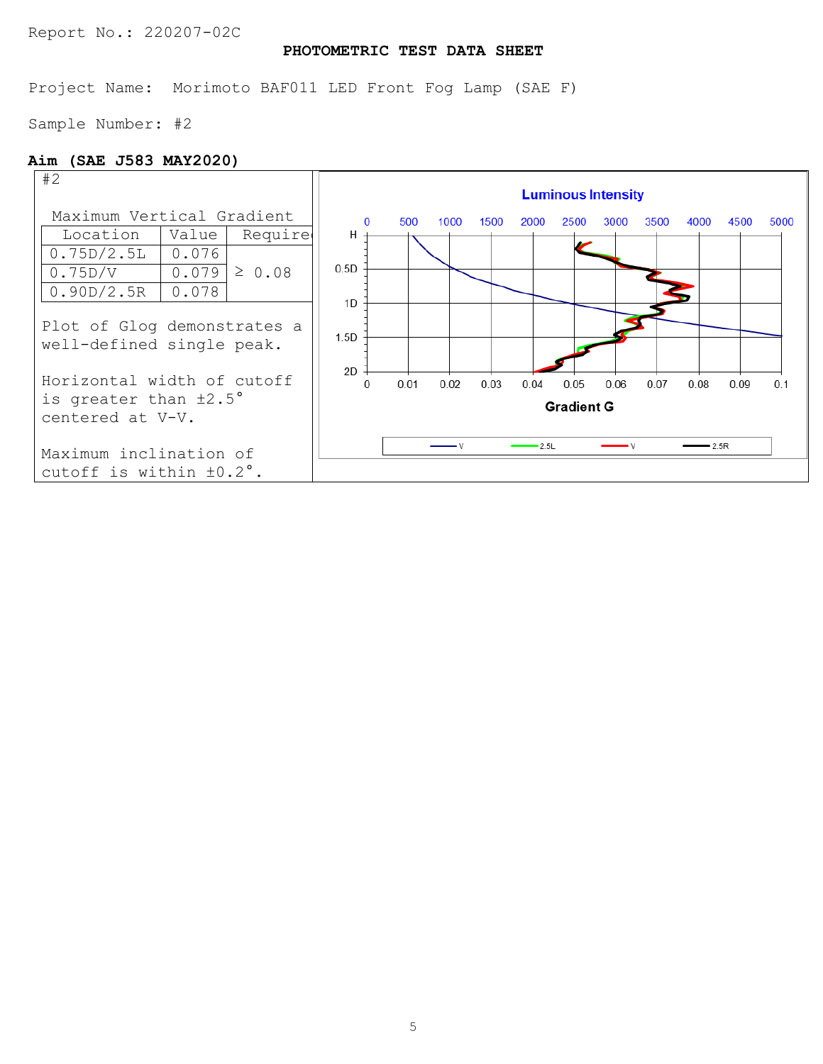Report No.: 220207-02C

## PHOTOMETRIC TEST DATA SHEET

Project Name: Morimoto BAF011 LED Front Fog Lamp (SAE F)

Sample Number: #2

**Aim (SAE J583 MAY2020)**

#2

Maximum Vertical Gradient

| Location | Value | Required |
|---|---|---|
| 0.75D/2.5L | 0.076 | ≥ 0.08 |
| 0.75D/V | 0.079 | |
| 0.90D/2.5R | 0.078 | |

Plot of Glog demonstrates a well-defined single peak.

Horizontal width of cutoff is greater than ±2.5° centered at V-V.

Maximum inclination of cutoff is within ±0.2°.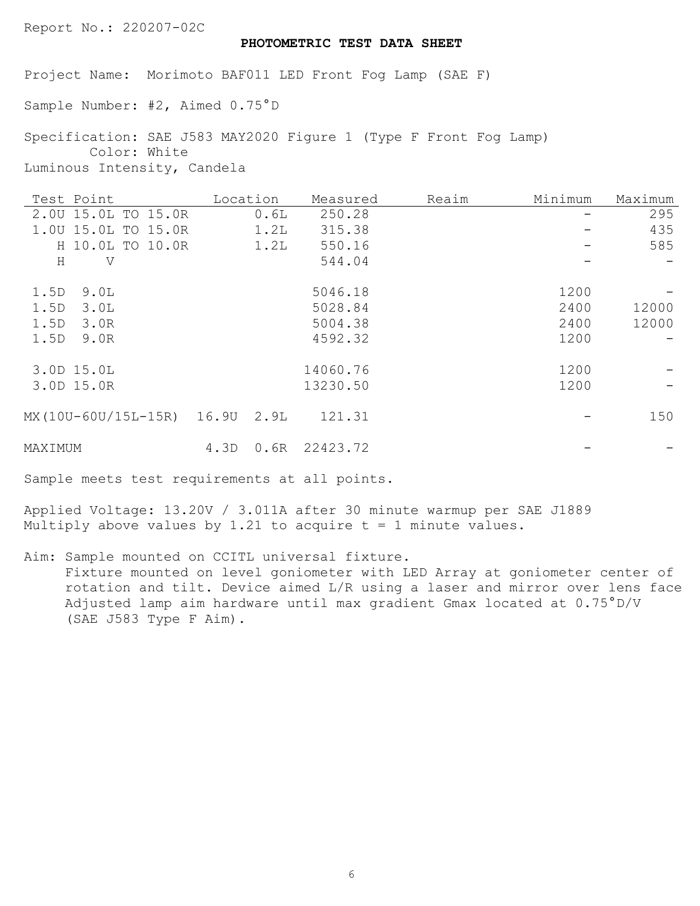Report No.: 220207-02C

## PHOTOMETRIC TEST DATA SHEET

Project Name: Morimoto BAF011 LED Front Fog Lamp (SAE F)

Sample Number: #2, Aimed 0.75°D

Specification: SAE J583 MAY2020 Figure 1 (Type F Front Fog Lamp)
Color: White
Luminous Intensity, Candela

| Test Point | Location | Measured | Reaim | Minimum | Maximum |
|---|---|---|---|---|---|
| 2.0U 15.0L TO 15.0R | 0.6L | 250.28 | | - | 295 |
| 1.0U 15.0L TO 15.0R | 1.2L | 315.38 | | - | 435 |
| H 10.0L TO 10.0R | 1.2L | 550.16 | | - | 585 |
| H V | | 544.04 | | - | - |
| 1.5D 9.0L | | 5046.18 | | 1200 | - |
| 1.5D 3.0L | | 5028.84 | | 2400 | 12000 |
| 1.5D 3.0R | | 5004.38 | | 2400 | 12000 |
| 1.5D 9.0R | | 4592.32 | | 1200 | - |
| 3.0D 15.0L | | 14060.76 | | 1200 | - |
| 3.0D 15.0R | | 13230.50 | | 1200 | - |
| MX(10U-60U/15L-15R) | 16.9U 2.9L | 121.31 | | - | 150 |
| MAXIMUM | 4.3D 0.6R | 22423.72 | | - | - |

Sample meets test requirements at all points.

Applied Voltage: 13.20V / 3.011A after 30 minute warmup per SAE J1889
Multiply above values by 1.21 to acquire t = 1 minute values.

Aim: Sample mounted on CCITL universal fixture.
Fixture mounted on level goniometer with LED Array at goniometer center of rotation and tilt. Device aimed L/R using a laser and mirror over lens face Adjusted lamp aim hardware until max gradient Gmax located at 0.75°D/V (SAE J583 Type F Aim).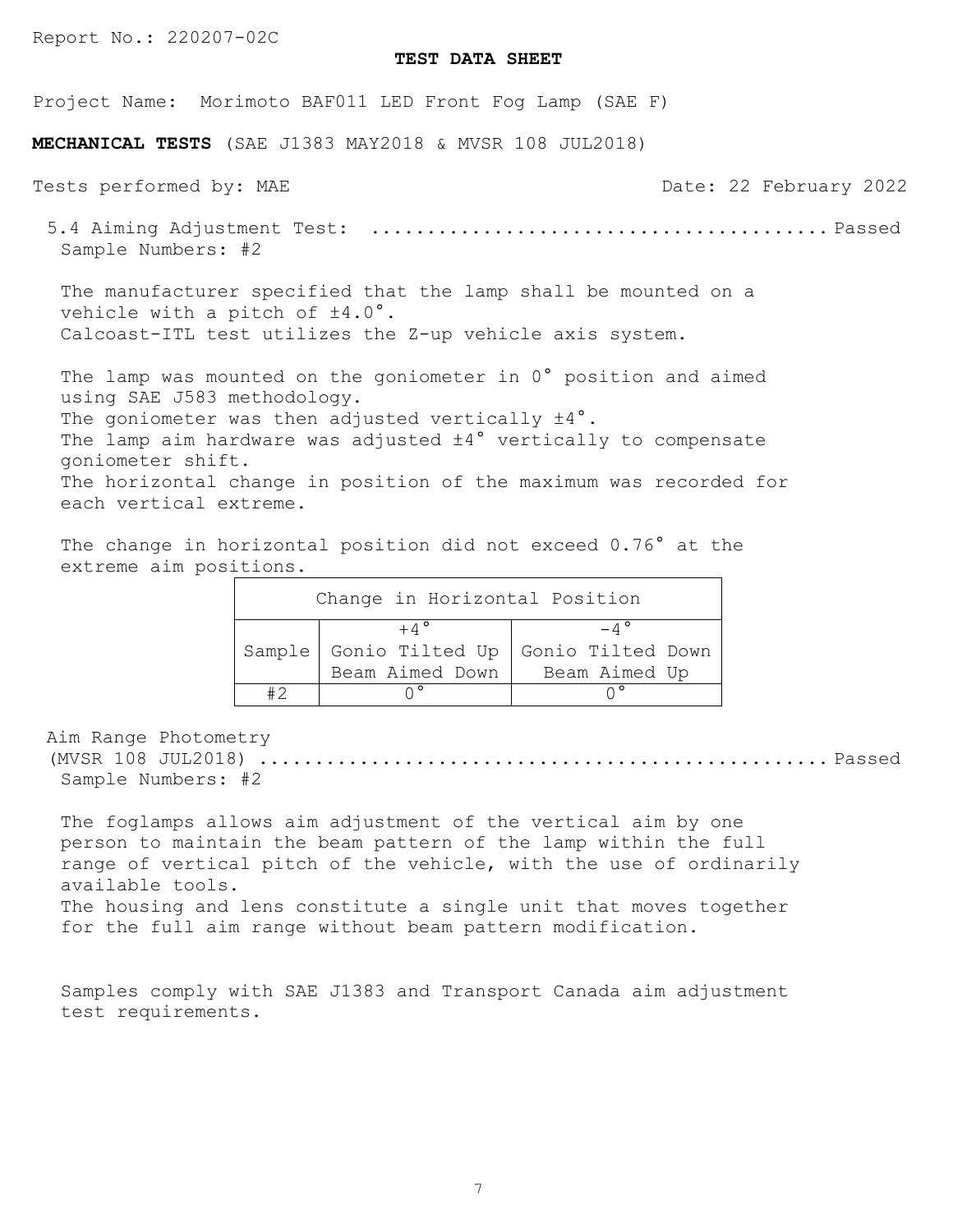Report No.: 220207-02C

**TEST DATA SHEET**

Project Name: Morimoto BAF011 LED Front Fog Lamp (SAE F)

**MECHANICAL TESTS** (SAE J1383 MAY2018 & MVSR 108 JUL2018)

Tests performed by: MAE Date: 22 February 2022

5.4 Aiming Adjustment Test: ........................................ Passed
Sample Numbers: #2

The manufacturer specified that the lamp shall be mounted on a vehicle with a pitch of ±4.0°.
Calcoast-ITL test utilizes the Z-up vehicle axis system.

The lamp was mounted on the goniometer in 0° position and aimed using SAE J583 methodology.
The goniometer was then adjusted vertically ±4°.
The lamp aim hardware was adjusted ±4° vertically to compensate goniometer shift.
The horizontal change in position of the maximum was recorded for each vertical extreme.

The change in horizontal position did not exceed 0.76° at the extreme aim positions.

| Change in Horizontal Position | | |
|---|---|---|
| Sample | +4° Gonio Tilted Up Beam Aimed Down | -4° Gonio Tilted Down Beam Aimed Up |
| #2 | 0° | 0° |

Aim Range Photometry
(MVSR 108 JUL2018) .................................................. Passed
Sample Numbers: #2

The foglamps allows aim adjustment of the vertical aim by one person to maintain the beam pattern of the lamp within the full range of vertical pitch of the vehicle, with the use of ordinarily available tools.
The housing and lens constitute a single unit that moves together for the full aim range without beam pattern modification.

Samples comply with SAE J1383 and Transport Canada aim adjustment test requirements.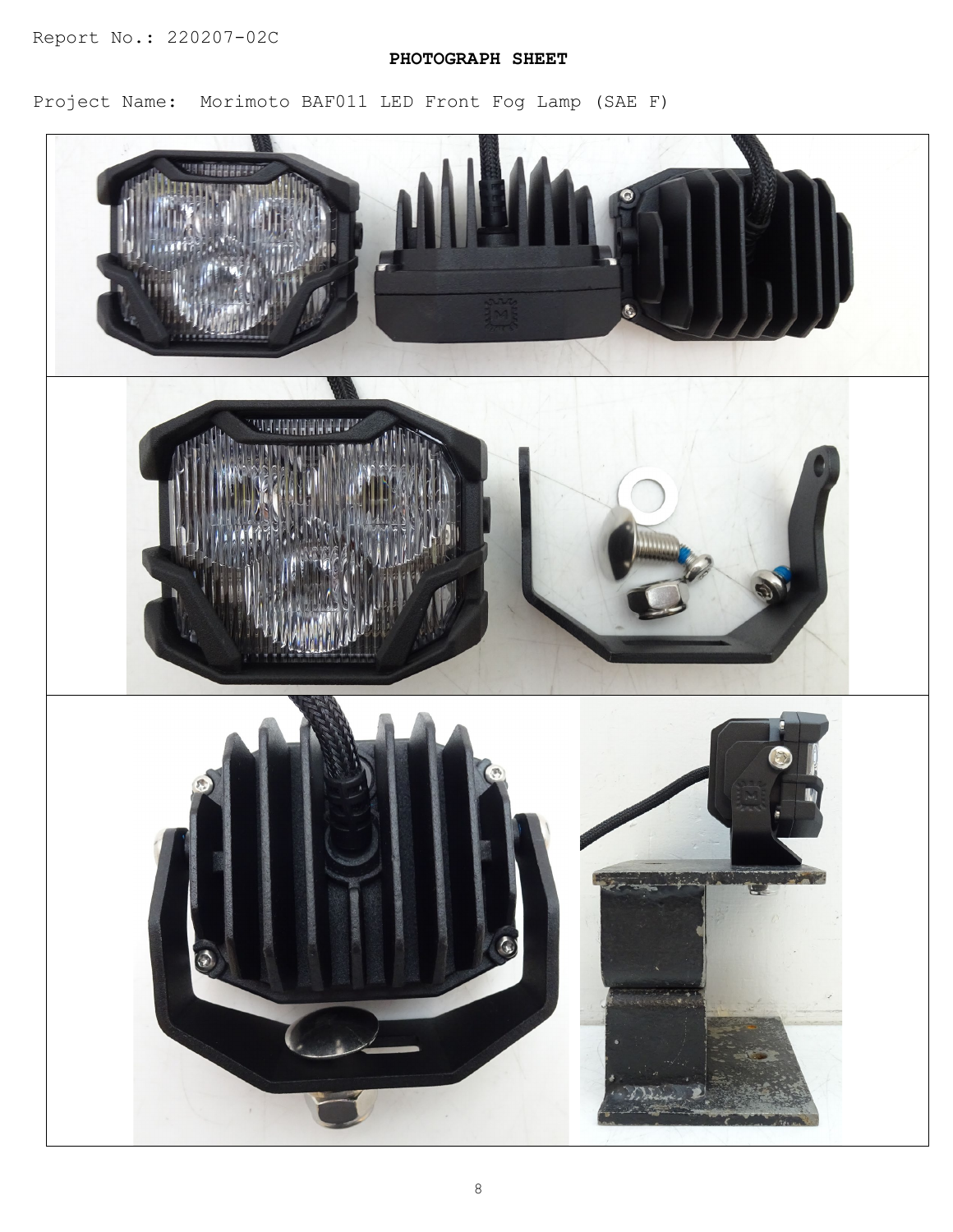Report No.: 220207-02C

**PHOTOGRAPH SHEET**

Project Name: Morimoto BAF011 LED Front Fog Lamp (SAE F)